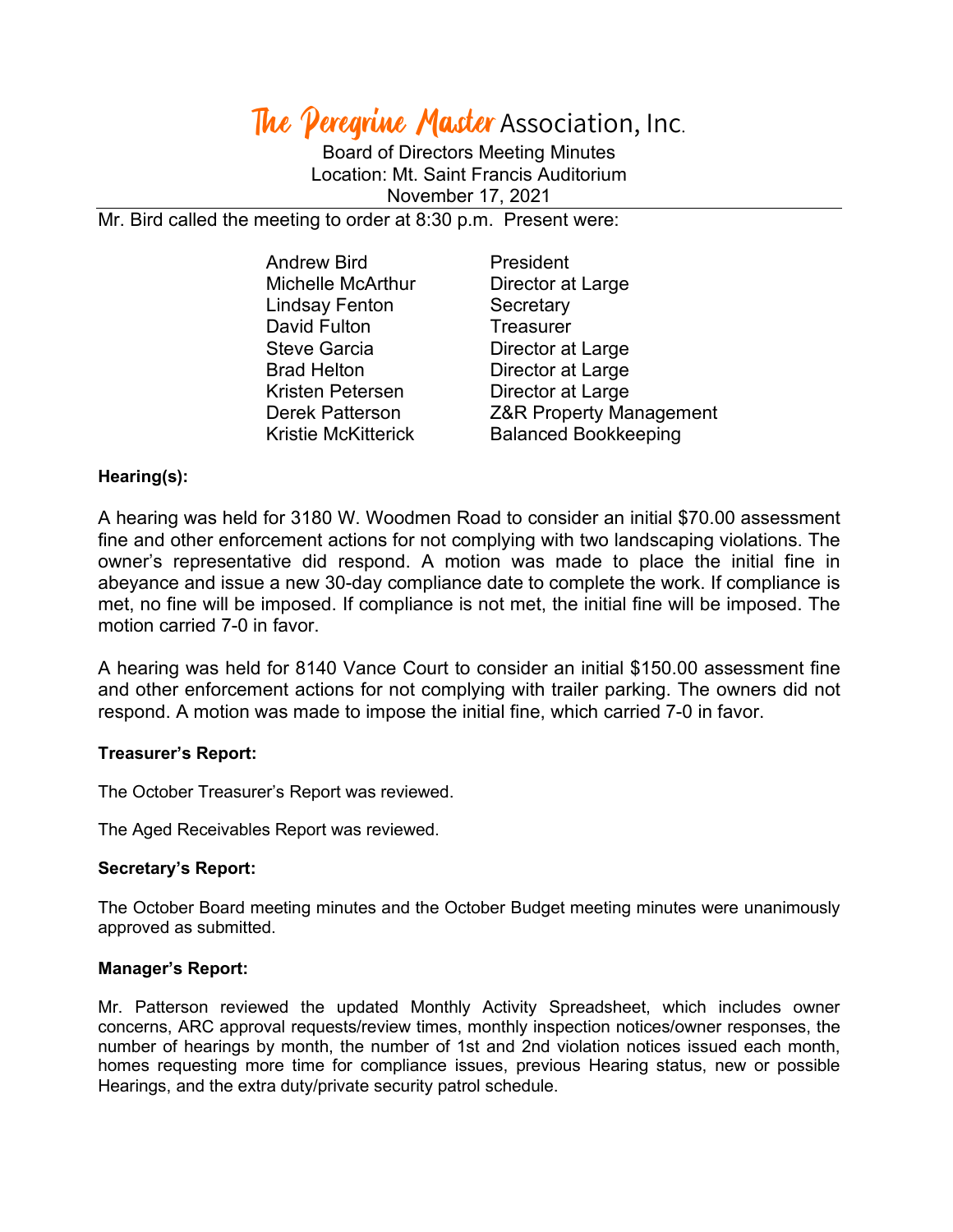# The Peregrine Master Association, Inc.

Board of Directors Meeting Minutes
Location: Mt. Saint Francis Auditorium
November 17, 2021

Mr. Bird called the meeting to order at 8:30 p.m. Present were:

| | |
|---|---|
| Andrew Bird | President |
| Michelle McArthur | Director at Large |
| Lindsay Fenton | Secretary |
| David Fulton | Treasurer |
| Steve Garcia | Director at Large |
| Brad Helton | Director at Large |
| Kristen Petersen | Director at Large |
| Derek Patterson | Z&R Property Management |
| Kristie McKitterick | Balanced Bookkeeping |

**Hearing(s):**

A hearing was held for 3180 W. Woodmen Road to consider an initial $70.00 assessment fine and other enforcement actions for not complying with two landscaping violations. The owner's representative did respond. A motion was made to place the initial fine in abeyance and issue a new 30-day compliance date to complete the work. If compliance is met, no fine will be imposed. If compliance is not met, the initial fine will be imposed. The motion carried 7-0 in favor.

A hearing was held for 8140 Vance Court to consider an initial $150.00 assessment fine and other enforcement actions for not complying with trailer parking. The owners did not respond. A motion was made to impose the initial fine, which carried 7-0 in favor.

**Treasurer's Report:**

The October Treasurer's Report was reviewed.

The Aged Receivables Report was reviewed.

**Secretary's Report:**

The October Board meeting minutes and the October Budget meeting minutes were unanimously approved as submitted.

**Manager's Report:**

Mr. Patterson reviewed the updated Monthly Activity Spreadsheet, which includes owner concerns, ARC approval requests/review times, monthly inspection notices/owner responses, the number of hearings by month, the number of 1st and 2nd violation notices issued each month, homes requesting more time for compliance issues, previous Hearing status, new or possible Hearings, and the extra duty/private security patrol schedule.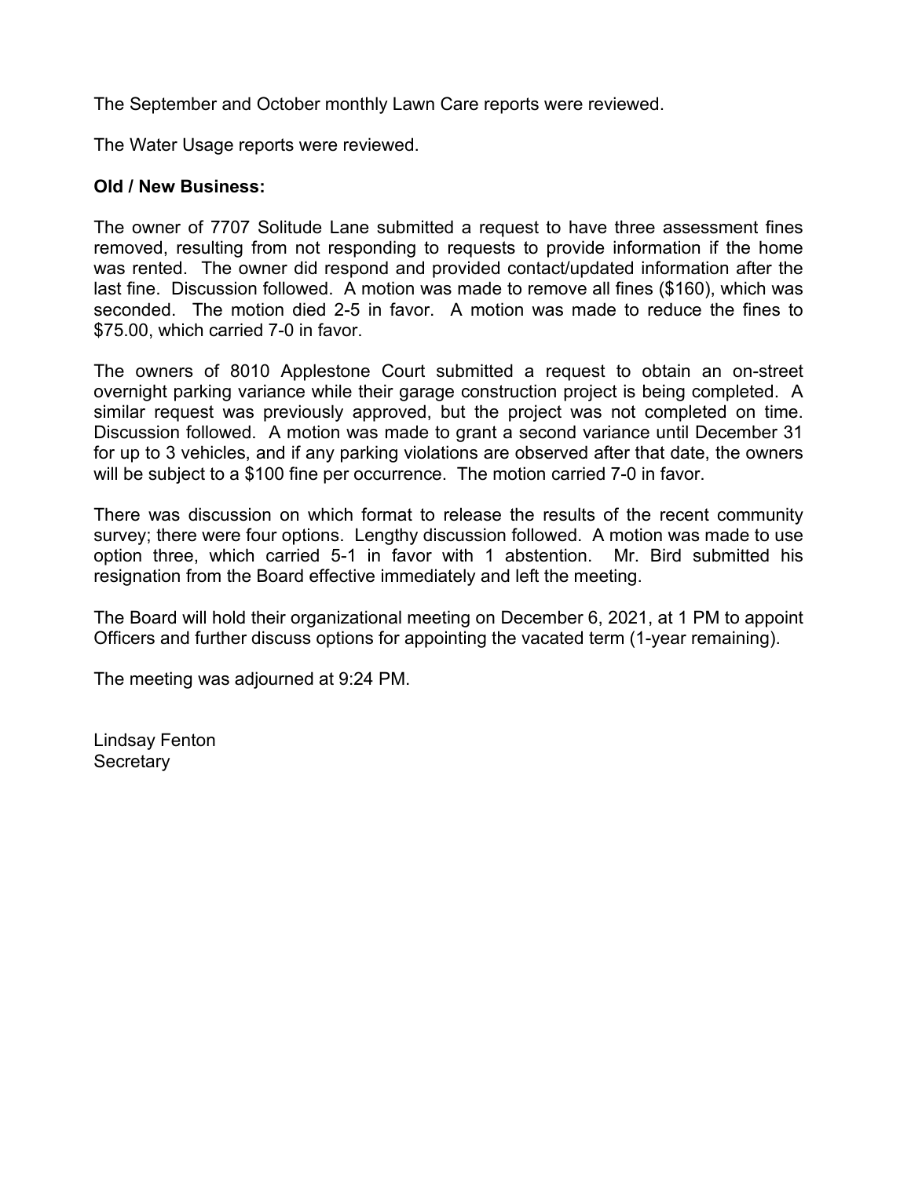The September and October monthly Lawn Care reports were reviewed.

The Water Usage reports were reviewed.

**Old / New Business:**

The owner of 7707 Solitude Lane submitted a request to have three assessment fines removed, resulting from not responding to requests to provide information if the home was rented. The owner did respond and provided contact/updated information after the last fine. Discussion followed. A motion was made to remove all fines ($160), which was seconded. The motion died 2-5 in favor. A motion was made to reduce the fines to $75.00, which carried 7-0 in favor.

The owners of 8010 Applestone Court submitted a request to obtain an on-street overnight parking variance while their garage construction project is being completed. A similar request was previously approved, but the project was not completed on time. Discussion followed. A motion was made to grant a second variance until December 31 for up to 3 vehicles, and if any parking violations are observed after that date, the owners will be subject to a $100 fine per occurrence. The motion carried 7-0 in favor.

There was discussion on which format to release the results of the recent community survey; there were four options. Lengthy discussion followed. A motion was made to use option three, which carried 5-1 in favor with 1 abstention. Mr. Bird submitted his resignation from the Board effective immediately and left the meeting.

The Board will hold their organizational meeting on December 6, 2021, at 1 PM to appoint Officers and further discuss options for appointing the vacated term (1-year remaining).

The meeting was adjourned at 9:24 PM.

Lindsay Fenton
Secretary